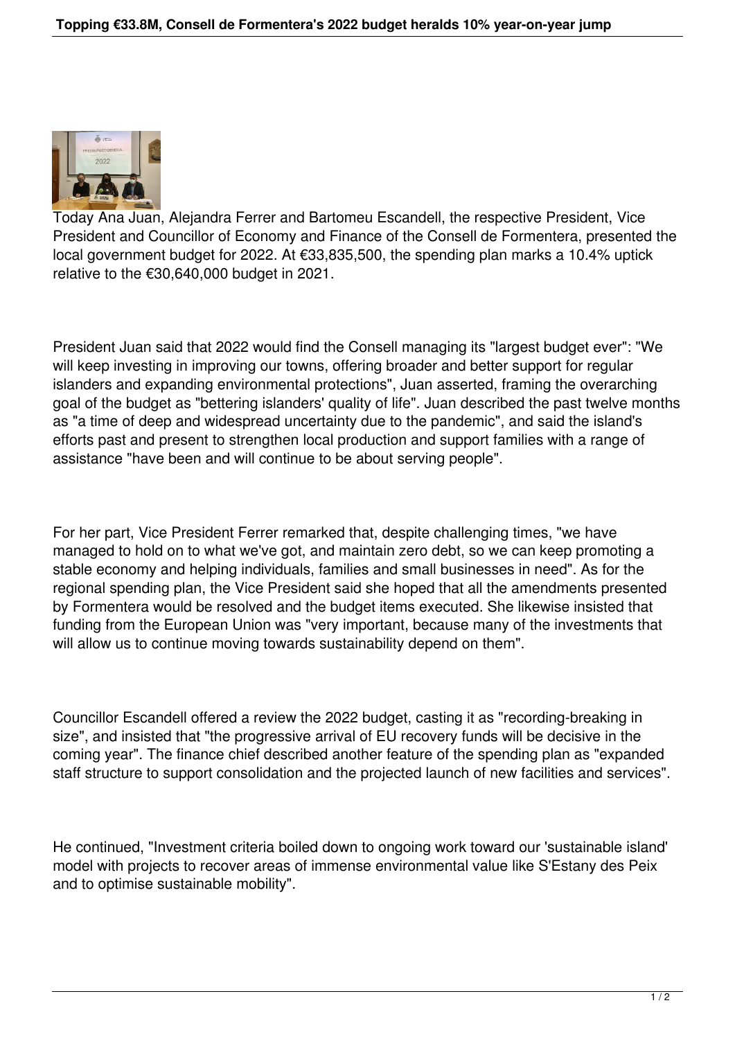# Topping €33.8M, Consell de Formentera's 2022 budget heralds 10% year-on-year jump

Today Ana Juan, Alejandra Ferrer and Bartomeu Escandell, the respective President, Vice President and Councillor of Economy and Finance of the Consell de Formentera, presented the local government budget for 2022. At €33,835,500, the spending plan marks a 10.4% uptick relative to the €30,640,000 budget in 2021.

President Juan said that 2022 would find the Consell managing its "largest budget ever": "We will keep investing in improving our towns, offering broader and better support for regular islanders and expanding environmental protections", Juan asserted, framing the overarching goal of the budget as "bettering islanders' quality of life". Juan described the past twelve months as "a time of deep and widespread uncertainty due to the pandemic", and said the island's efforts past and present to strengthen local production and support families with a range of assistance "have been and will continue to be about serving people".

For her part, Vice President Ferrer remarked that, despite challenging times, "we have managed to hold on to what we've got, and maintain zero debt, so we can keep promoting a stable economy and helping individuals, families and small businesses in need". As for the regional spending plan, the Vice President said she hoped that all the amendments presented by Formentera would be resolved and the budget items executed. She likewise insisted that funding from the European Union was "very important, because many of the investments that will allow us to continue moving towards sustainability depend on them".

Councillor Escandell offered a review the 2022 budget, casting it as "recording-breaking in size", and insisted that "the progressive arrival of EU recovery funds will be decisive in the coming year". The finance chief described another feature of the spending plan as "expanded staff structure to support consolidation and the projected launch of new facilities and services".

He continued, "Investment criteria boiled down to ongoing work toward our 'sustainable island' model with projects to recover areas of immense environmental value like S'Estany des Peix and to optimise sustainable mobility".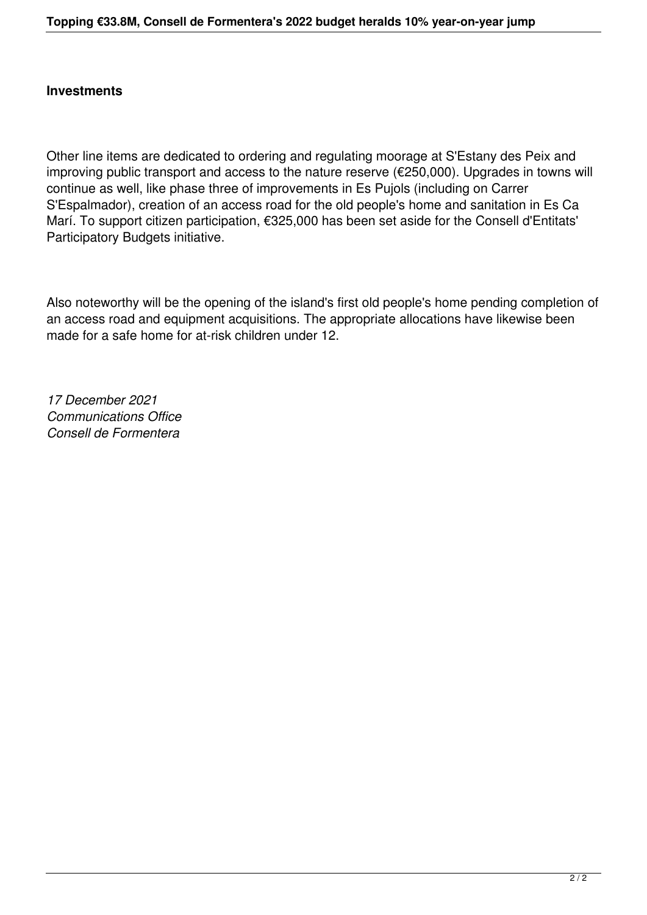## Investments

Other line items are dedicated to ordering and regulating moorage at S'Estany des Peix and improving public transport and access to the nature reserve (€250,000). Upgrades in towns will continue as well, like phase three of improvements in Es Pujols (including on Carrer S'Espalmador), creation of an access road for the old people's home and sanitation in Es Ca Marí. To support citizen participation, €325,000 has been set aside for the Consell d'Entitats' Participatory Budgets initiative.

Also noteworthy will be the opening of the island's first old people's home pending completion of an access road and equipment acquisitions. The appropriate allocations have likewise been made for a safe home for at-risk children under 12.

*17 December 2021*
*Communications Office*
*Consell de Formentera*